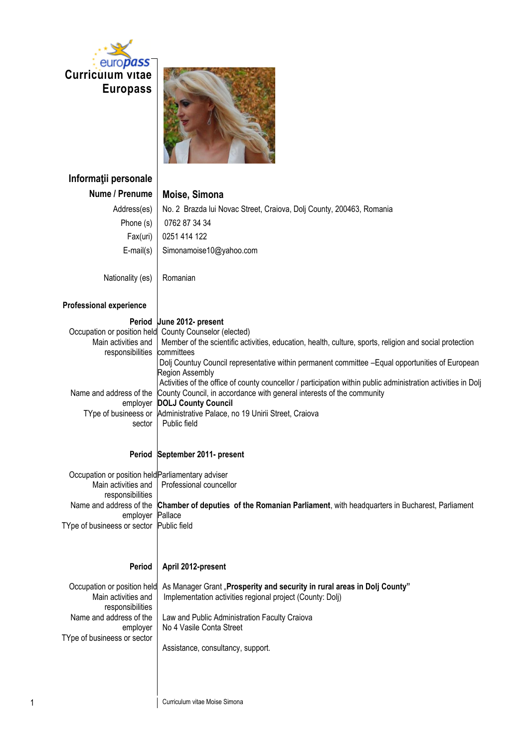# Curriculum vitae Europass

## Informaţii personale

| | |
|---|---|
| **Nume / Prenume** | **Moise, Simona** |
| Address(es) | No. 2 Brazda lui Novac Street, Craiova, Dolj County, 200463, Romania |
| Phone (s) | 0762 87 34 34 |
| Fax(uri) | 0251 414 122 |
| E-mail(s) | Simonamoise10@yahoo.com |
| Nationality (es) | Romanian |

## Professional experience

| | |
|---|---|
| **Period** | **June 2012- present** |
| Occupation or position held | County Counselor (elected) |
| Main activities and responsibilities | Member of the scientific activities, education, health, culture, sports, religion and social protection committees<br>Dolj Countuy Council representative within permanent committee –Equal opportunities of European Region Assembly<br>Activities of the office of county councellor / participation within public administration activities in Dolj County Council, in accordance with general interests of the community |
| Name and address of the employer | **DOLJ County Council**<br>Administrative Palace, no 19 Unirii Street, Craiova |
| TYpe of busineess or sector | Public field |

| | |
|---|---|
| **Period** | **September 2011- present** |
| Occupation or position held | Parliamentary adviser |
| Main activities and responsibilities | Professional councellor |
| Name and address of the employer | **Chamber of deputies of the Romanian Parliament**, with headquarters in Bucharest, Parliament Pallace |
| TYpe of busineess or sector | Public field |

| | |
|---|---|
| **Period** | **April 2012-present** |
| Occupation or position held | As Manager Grant „**Prosperity and security in rural areas in Dolj County"** |
| Main activities and responsibilities | Implementation activities regional project (County: Dolj) |
| Name and address of the employer | Law and Public Administration Faculty Craiova<br>No 4 Vasile Conta Street |
| TYpe of busineess or sector | Assistance, consultancy, support. |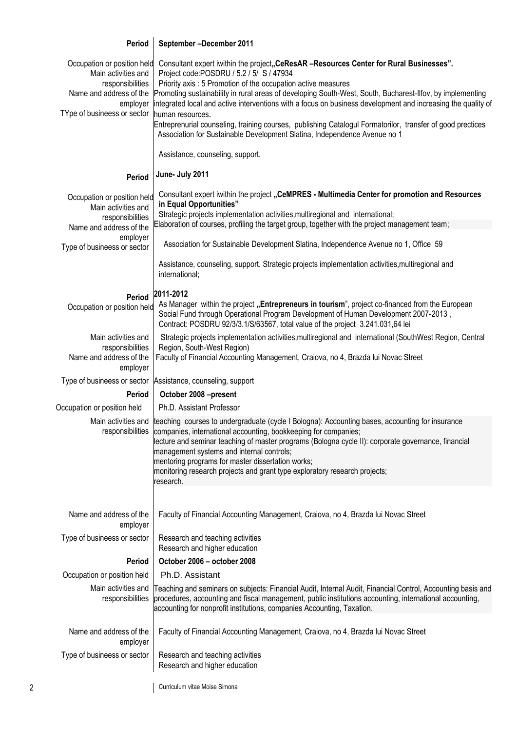| | |
|---|---|
| **Period** | **September –December 2011** |
| Occupation or position held | Consultant expert iwithin the project**„CeResAR –Resources Center for Rural Businesses".** |
| Main activities and responsibilities | Project code:POSDRU / 5.2 / 5/ S / 47934<br>Priority axis : 5 Promotion of the occupation active measures<br>Promoting sustainability in rural areas of developing South-West, South, Bucharest-Ilfov, by implementing integrated local and active interventions with a focus on business development and increasing the quality of human resources.<br>Entreprenurial counseling, training courses, publishing Catalogul Formatorilor, transfer of good prectices |
| Name and address of the employer | Association for Sustainable Development Slatina, Independence Avenue no 1 |
| TYpe of busineess or sector | Assistance, counseling, support. |
| **Period** | **June- July 2011** |
| Occupation or position held | Consultant expert iwithin the project **„CeMPRES - Multimedia Center for promotion and Resources in Equal Opportunities"** |
| Main activities and responsibilities | Strategic projects implementation activities,multiregional and international;<br>Elaboration of courses, profiling the target group, together with the project management team; |
| Name and address of the employer | Association for Sustainable Development Slatina, Independence Avenue no 1, Office 59 |
| Type of busineess or sector | Assistance, counseling, support. Strategic projects implementation activities,multiregional and international; |
| **Period** | **2011-2012** |
| Occupation or position held | As Manager within the project **„Entrepreneurs in tourism**", project co-financed from the European Social Fund through Operational Program Development of Human Development 2007-2013 , Contract: POSDRU 92/3/3.1/S/63567, total value of the project 3.241.031,64 lei |
| Main activities and responsibilities | Strategic projects implementation activities,multiregional and international (SouthWest Region, Central Region, South-West Region) |
| Name and address of the employer | Faculty of Financial Accounting Management, Craiova, no 4, Brazda lui Novac Street |
| Type of busineess or sector | Assistance, counseling, support |
| **Period** | **October 2008 –present** |
| Occupation or position held | Ph.D. Assistant Professor |
| Main activities and responsibilities | teaching courses to undergraduate (cycle I Bologna): Accounting bases, accounting for insurance companies, international accounting, bookkeeping for companies;<br>lecture and seminar teaching of master programs (Bologna cycle II): corporate governance, financial management systems and internal controls;<br>mentoring programs for master dissertation works;<br>monitoring research projects and grant type exploratory research projects;<br>research. |
| Name and address of the employer | Faculty of Financial Accounting Management, Craiova, no 4, Brazda lui Novac Street |
| Type of busineess or sector | Research and teaching activities<br>Research and higher education |
| **Period** | **October 2006 – october 2008** |
| Occupation or position held | Ph.D. Assistant |
| Main activities and responsibilities | Teaching and seminars on subjects: Financial Audit, Internal Audit, Financial Control, Accounting basis and procedures, accounting and fiscal management, public institutions accounting, international accounting, accounting for nonprofit institutions, companies Accounting, Taxation. |
| Name and address of the employer | Faculty of Financial Accounting Management, Craiova, no 4, Brazda lui Novac Street |
| Type of busineess or sector | Research and teaching activities<br>Research and higher education |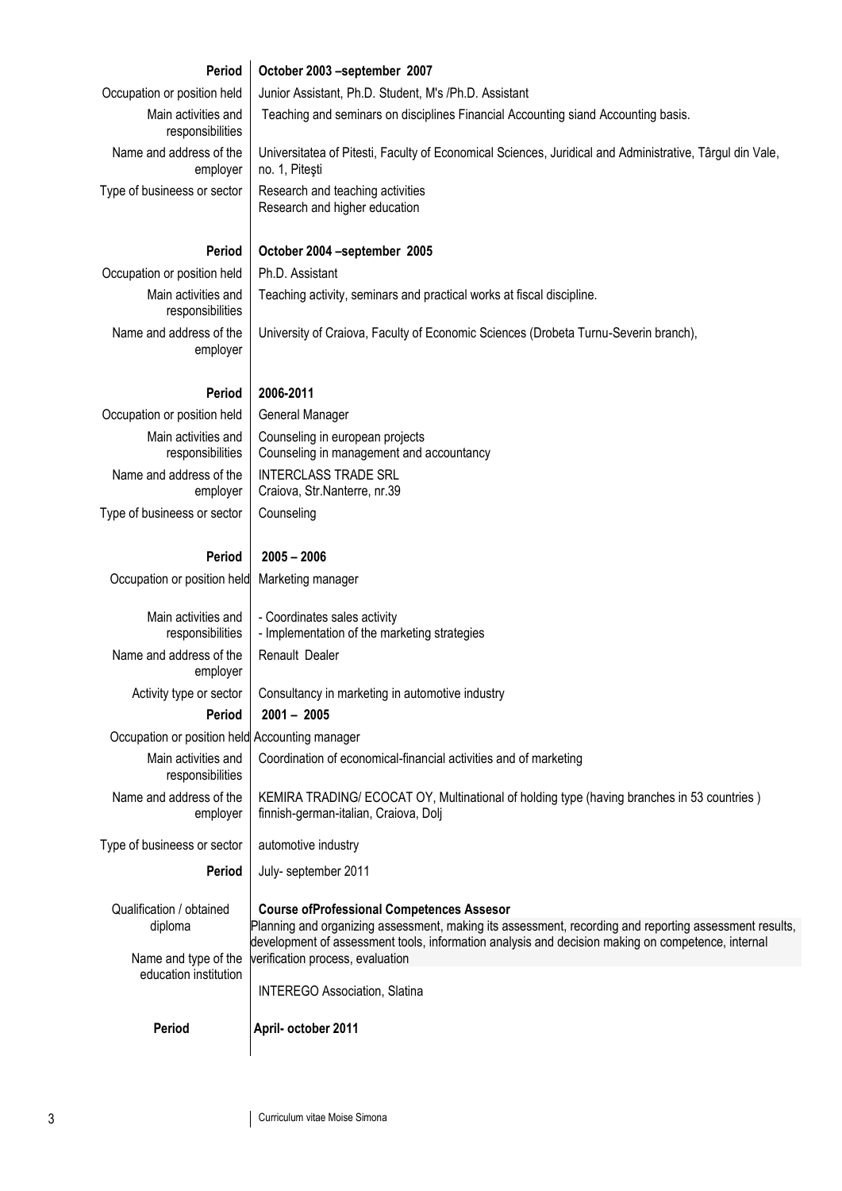| | |
|---|---|
| **Period** | **October 2003 –september 2007** |
| Occupation or position held | Junior Assistant, Ph.D. Student, M's /Ph.D. Assistant |
| Main activities and responsibilities | Teaching and seminars on disciplines Financial Accounting siand Accounting basis. |
| Name and address of the employer | Universitatea of Pitesti, Faculty of Economical Sciences, Juridical and Administrative, Târgul din Vale, no. 1, Piteşti |
| Type of busineess or sector | Research and teaching activities<br>Research and higher education |
| **Period** | **October 2004 –september 2005** |
| Occupation or position held | Ph.D. Assistant |
| Main activities and responsibilities | Teaching activity, seminars and practical works at fiscal discipline. |
| Name and address of the employer | University of Craiova, Faculty of Economic Sciences (Drobeta Turnu-Severin branch), |
| **Period** | **2006-2011** |
| Occupation or position held | General Manager |
| Main activities and responsibilities | Counseling in european projects<br>Counseling in management and accountancy |
| Name and address of the employer | INTERCLASS TRADE SRL<br>Craiova, Str.Nanterre, nr.39 |
| Type of busineess or sector | Counseling |
| **Period** | **2005 – 2006** |
| Occupation or position held | Marketing manager |
| Main activities and responsibilities | - Coordinates sales activity<br>- Implementation of the marketing strategies |
| Name and address of the employer | Renault Dealer |
| Activity type or sector | Consultancy in marketing in automotive industry |
| **Period** | **2001 – 2005** |
| Occupation or position held | Accounting manager |
| Main activities and responsibilities | Coordination of economical-financial activities and of marketing |
| Name and address of the employer | KEMIRA TRADING/ ECOCAT OY, Multinational of holding type (having branches in 53 countries )<br>finnish-german-italian, Craiova, Dolj |
| Type of busineess or sector | automotive industry |
| **Period** | July- september 2011 |
| Qualification / obtained diploma | **Course ofProfessional Competences Assesor**<br>Planning and organizing assessment, making its assessment, recording and reporting assessment results, development of assessment tools, information analysis and decision making on competence, internal verification process, evaluation |
| Name and type of the education institution | INTEREGO Association, Slatina |
| **Period** | **April- october 2011** |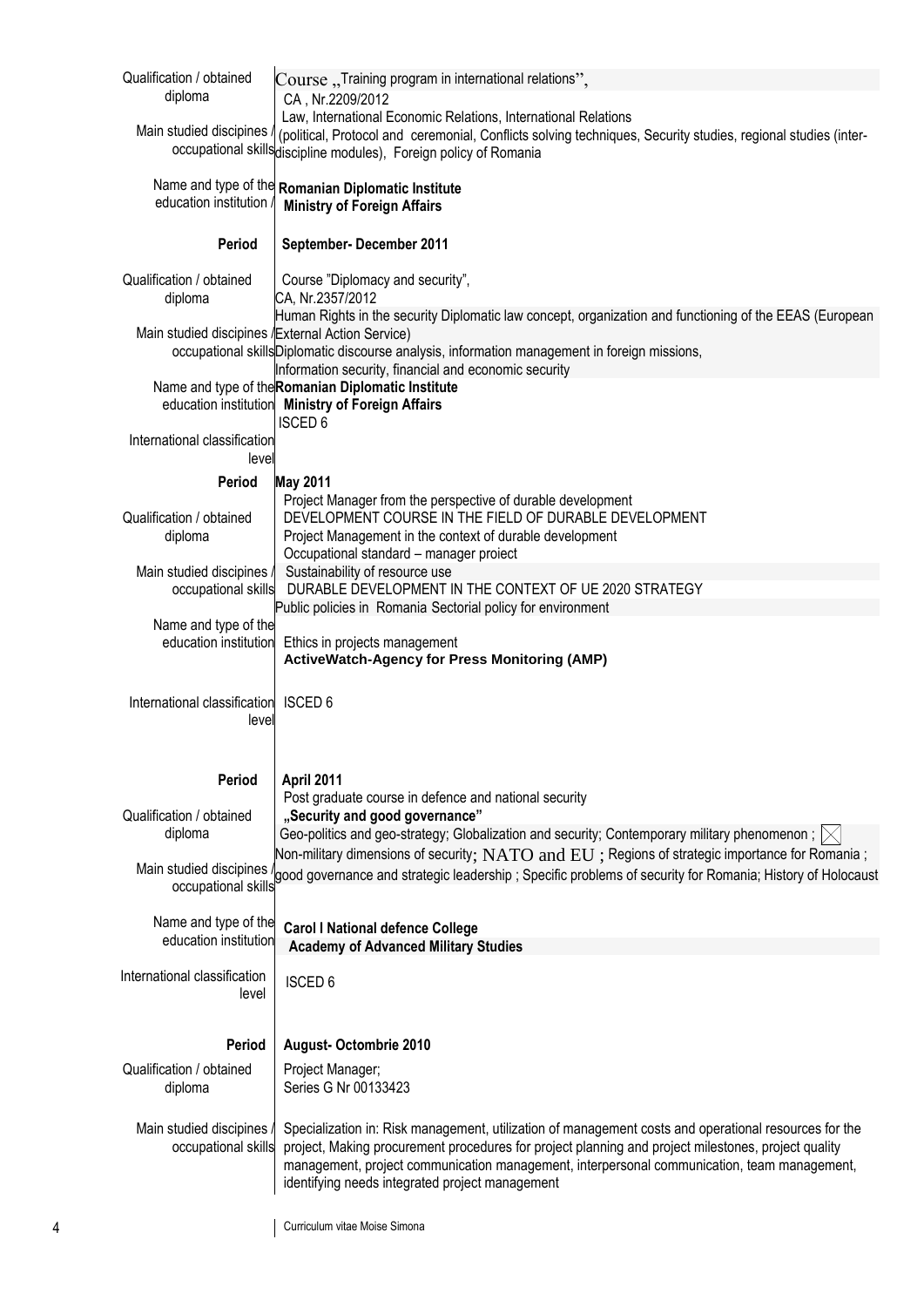| | |
|---|---|
| Qualification / obtained diploma | Course „Training program in international relations", CA , Nr.2209/2012 |
| Main studied discipines / occupational skills | Law, International Economic Relations, International Relations (political, Protocol and ceremonial, Conflicts solving techniques, Security studies, regional studies (inter-discipline modules), Foreign policy of Romania |
| Name and type of the education institution / | **Romanian Diplomatic Institute** **Ministry of Foreign Affairs** |
| **Period** | **September- December 2011** |
| Qualification / obtained diploma | Course "Diplomacy and security", CA, Nr.2357/2012 |
| Main studied discipines / occupational skills | Human Rights in the security Diplomatic law concept, organization and functioning of the EEAS (European External Action Service) Diplomatic discourse analysis, information management in foreign missions, Information security, financial and economic security |
| Name and type of the education institution | **Romanian Diplomatic Institute** **Ministry of Foreign Affairs** |
| International classification level | ISCED 6 |
| **Period** | **May 2011** |
| Qualification / obtained diploma | Project Manager from the perspective of durable development DEVELOPMENT COURSE IN THE FIELD OF DURABLE DEVELOPMENT Project Management in the context of durable development Occupational standard – manager proiect |
| Main studied discipines / occupational skills | Sustainability of resource use DURABLE DEVELOPMENT IN THE CONTEXT OF UE 2020 STRATEGY Public policies in Romania Sectorial policy for environment Ethics in projects management |
| Name and type of the education institution | **ActiveWatch-Agency for Press Monitoring (AMP)** |
| International classification level | ISCED 6 |
| **Period** | **April 2011** |
| Qualification / obtained diploma | Post graduate course in defence and national security **„Security and good governance"** |
| Main studied discipines / occupational skills | Geo-politics and geo-strategy; Globalization and security; Contemporary military phenomenon ; Non-military dimensions of security; NATO and EU ; Regions of strategic importance for Romania ; good governance and strategic leadership ; Specific problems of security for Romania; History of Holocaust |
| Name and type of the education institution | **Carol I National defence College** **Academy of Advanced Military Studies** |
| International classification level | ISCED 6 |
| **Period** | **August- Octombrie 2010** |
| Qualification / obtained diploma | Project Manager; Series G Nr 00133423 |
| Main studied discipines / occupational skills | Specialization in: Risk management, utilization of management costs and operational resources for the project, Making procurement procedures for project planning and project milestones, project quality management, project communication management, interpersonal communication, team management, identifying needs integrated project management |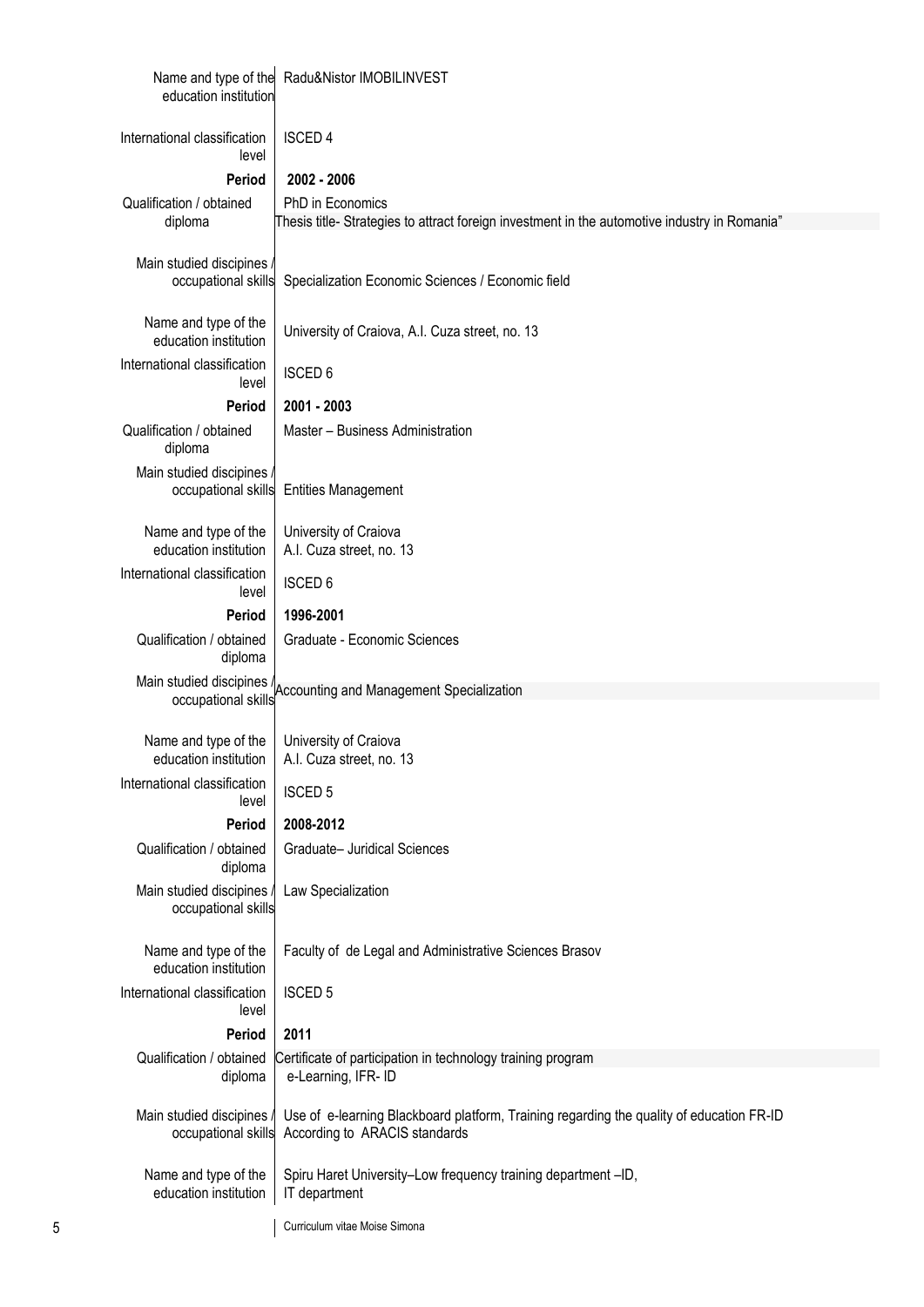| | |
|---|---|
| Name and type of the education institution | Radu&Nistor IMOBILINVEST |
| International classification level | ISCED 4 |
| **Period** | **2002 - 2006** |
| Qualification / obtained diploma | PhD in Economics<br>Thesis title- Strategies to attract foreign investment in the automotive industry in Romania" |
| Main studied discipines / occupational skills | Specialization Economic Sciences / Economic field |
| Name and type of the education institution | University of Craiova, A.I. Cuza street, no. 13 |
| International classification level | ISCED 6 |
| **Period** | **2001 - 2003** |
| Qualification / obtained diploma | Master – Business Administration |
| Main studied discipines / occupational skills | Entities Management |
| Name and type of the education institution | University of Craiova<br>A.I. Cuza street, no. 13 |
| International classification level | ISCED 6 |
| **Period** | **1996-2001** |
| Qualification / obtained diploma | Graduate - Economic Sciences |
| Main studied discipines / occupational skills | Accounting and Management Specialization |
| Name and type of the education institution | University of Craiova<br>A.I. Cuza street, no. 13 |
| International classification level | ISCED 5 |
| **Period** | **2008-2012** |
| Qualification / obtained diploma | Graduate– Juridical Sciences |
| Main studied discipines / occupational skills | Law Specialization |
| Name and type of the education institution | Faculty of de Legal and Administrative Sciences Brasov |
| International classification level | ISCED 5 |
| **Period** | **2011** |
| Qualification / obtained diploma | Certificate of participation in technology training program<br>e-Learning, IFR- ID |
| Main studied discipines / occupational skills | Use of e-learning Blackboard platform, Training regarding the quality of education FR-ID<br>According to ARACIS standards |
| Name and type of the education institution | Spiru Haret University–Low frequency training department –ID,<br>IT department |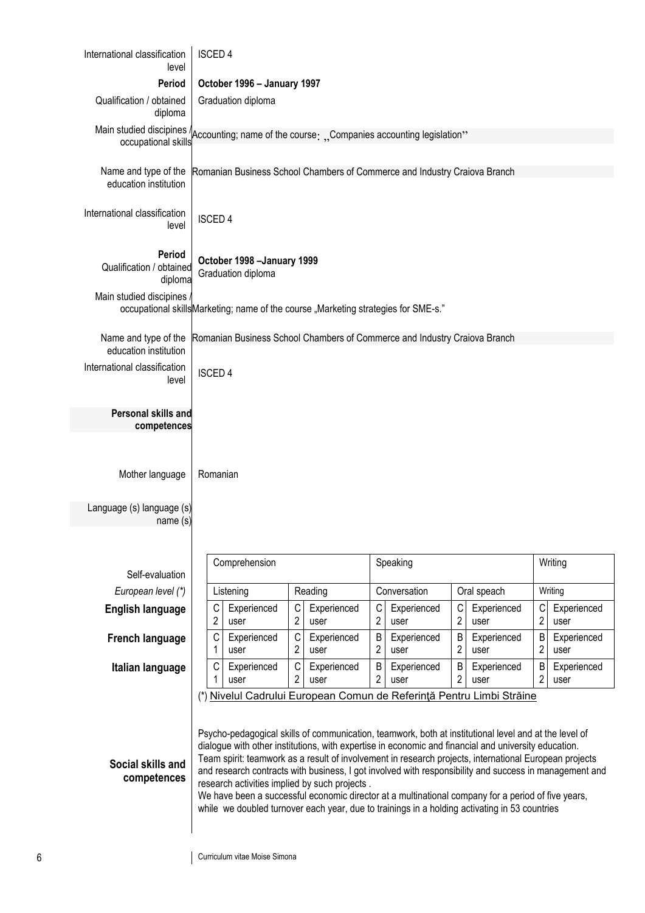| | |
|---|---|
| International classification level | ISCED 4 |
| **Period** | **October 1996 – January 1997** |
| Qualification / obtained diploma | Graduation diploma |
| Main studied discipines / occupational skills | Accounting; name of the course: ,,Companies accounting legislation" |
| Name and type of the education institution | Romanian Business School Chambers of Commerce and Industry Craiova Branch |
| International classification level | ISCED 4 |
| **Period** | **October 1998 –January 1999** |
| Qualification / obtained diploma | Graduation diploma |
| Main studied discipines / occupational skills | Marketing; name of the course „Marketing strategies for SME-s." |
| Name and type of the education institution | Romanian Business School Chambers of Commerce and Industry Craiova Branch |
| International classification level | ISCED 4 |

**Personal skills and competences**

| | |
|---|---|
| Mother language | Romanian |
| Language (s) language (s) name (s) | |

| Self-evaluation | Comprehension | | | | Speaking | | | | Writing | |
|---|---|---|---|---|---|---|---|---|---|---|
| *European level (\*)* | Listening | | Reading | | Conversation | | Oral speach | | Writing | |
| **English language** | C2 | Experienced user | C2 | Experienced user | C2 | Experienced user | C2 | Experienced user | C2 | Experienced user |
| **French language** | C1 | Experienced user | C2 | Experienced user | B2 | Experienced user | B2 | Experienced user | B2 | Experienced user |
| **Italian language** | C1 | Experienced user | C2 | Experienced user | B2 | Experienced user | B2 | Experienced user | B2 | Experienced user |

(\*) Nivelul Cadrului European Comun de Referinţă Pentru Limbi Străine

**Social skills and competences**

Psycho-pedagogical skills of communication, teamwork, both at institutional level and at the level of dialogue with other institutions, with expertise in economic and financial and university education.
Team spirit: teamwork as a result of involvement in research projects, international European projects and research contracts with business, I got involved with responsibility and success in management and research activities implied by such projects .
We have been a successful economic director at a multinational company for a period of five years, while we doubled turnover each year, due to trainings in a holding activating in 53 countries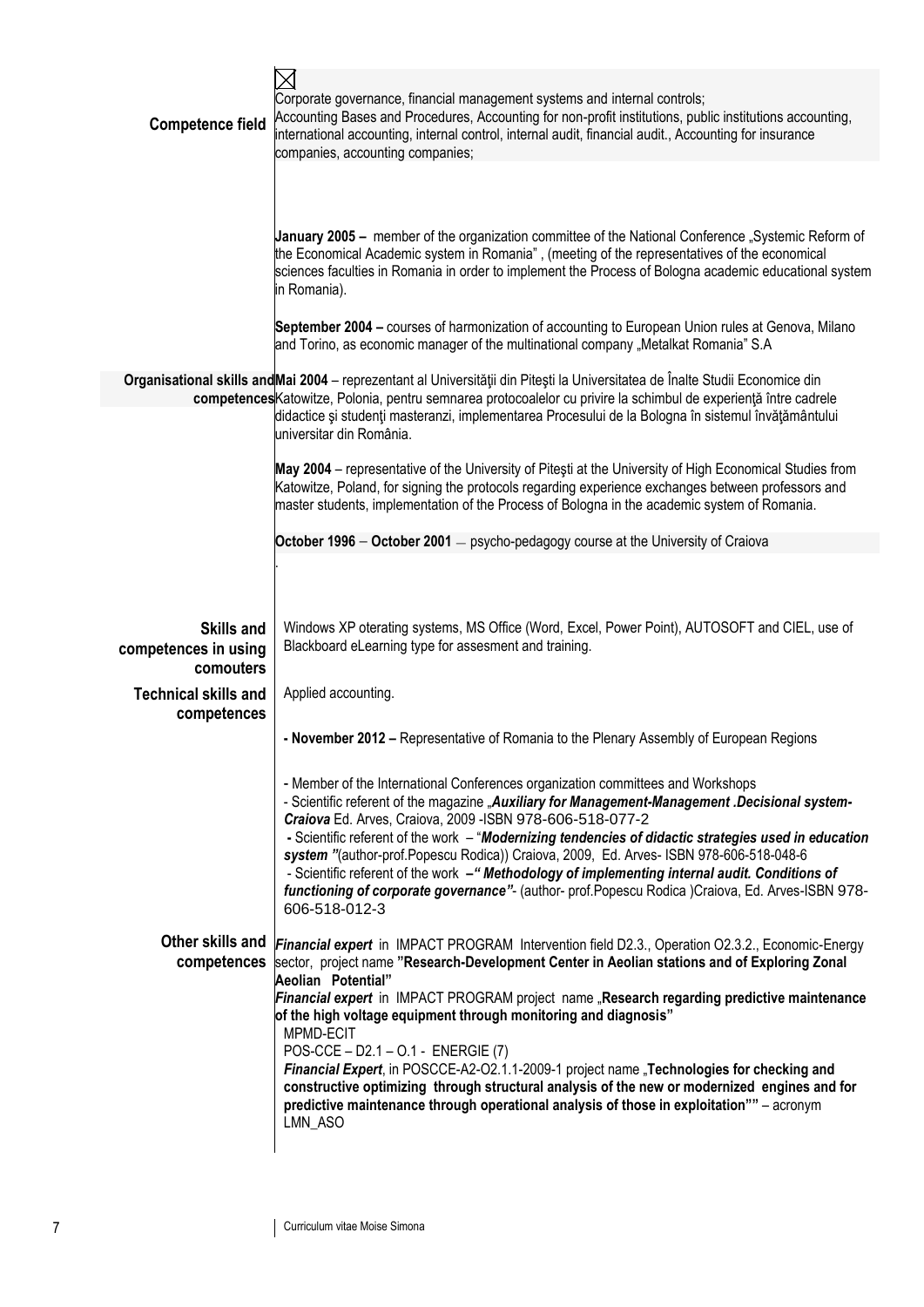| | |
|---|---|
| **Competence field** | ☒<br>Corporate governance, financial management systems and internal controls;<br>Accounting Bases and Procedures, Accounting for non-profit institutions, public institutions accounting, international accounting, internal control, internal audit, financial audit., Accounting for insurance companies, accounting companies; |
| **Organisational skills and competences** | **January 2005 –** member of the organization committee of the National Conference „Systemic Reform of the Economical Academic system in Romania" , (meeting of the representatives of the economical sciences faculties in Romania in order to implement the Process of Bologna academic educational system in Romania).<br><br>**September 2004 –** courses of harmonization of accounting to European Union rules at Genova, Milano and Torino, as economic manager of the multinational company „Metalkat Romania" S.A<br><br>**Mai 2004** – reprezentant al Universităţii din Piteşti la Universitatea de Înalte Studii Economice din Katowitze, Polonia, pentru semnarea protocoalelor cu privire la schimbul de experienţă între cadrele didactice şi studenţi masteranzi, implementarea Procesului de la Bologna în sistemul învăţământului universitar din România.<br><br>**May 2004** – representative of the University of Piteşti at the University of High Economical Studies from Katowitze, Poland, for signing the protocols regarding experience exchanges between professors and master students, implementation of the Process of Bologna in the academic system of Romania.<br><br>**October 1996** – **October 2001** – psycho-pedagogy course at the University of Craiova<br>. |
| **Skills and competences in using comouters** | Windows XP oterating systems, MS Office (Word, Excel, Power Point), AUTOSOFT and CIEL, use of Blackboard eLearning type for assesment and training. |
| **Technical skills and competences** | Applied accounting. |
| | **- November 2012 –** Representative of Romania to the Plenary Assembly of European Regions<br><br>- Member of the International Conferences organization committees and Workshops<br>- Scientific referent of the magazine „***Auxiliary for Management-Management .Decisional system-Craiova*** Ed. Arves, Craiova, 2009 -ISBN 978-606-518-077-2<br>**-** Scientific referent of the work – "***Modernizing tendencies of didactic strategies used in education system "***(author-prof.Popescu Rodica)) Craiova, 2009, Ed. Arves- ISBN 978-606-518-048-6<br>- Scientific referent of the work **–" *Methodology of implementing internal audit. Conditions of functioning of corporate governance"***- (author- prof.Popescu Rodica )Craiova, Ed. Arves-ISBN 978-606-518-012-3 |
| **Other skills and competences** | ***Financial expert*** in IMPACT PROGRAM Intervention field D2.3., Operation O2.3.2., Economic-Energy sector, project name **"Research-Development Center in Aeolian stations and of Exploring Zonal Aeolian Potential"**<br>***Financial expert*** in IMPACT PROGRAM project name „**Research regarding predictive maintenance of the high voltage equipment through monitoring and diagnosis"**<br>MPMD-ECIT<br>POS-CCE – D2.1 – O.1 - ENERGIE (7)<br>***Financial Expert***, in POSCCE-A2-O2.1.1-2009-1 project name „**Technologies for checking and constructive optimizing through structural analysis of the new or modernized engines and for predictive maintenance through operational analysis of those in exploitation""** – acronym LMN_ASO |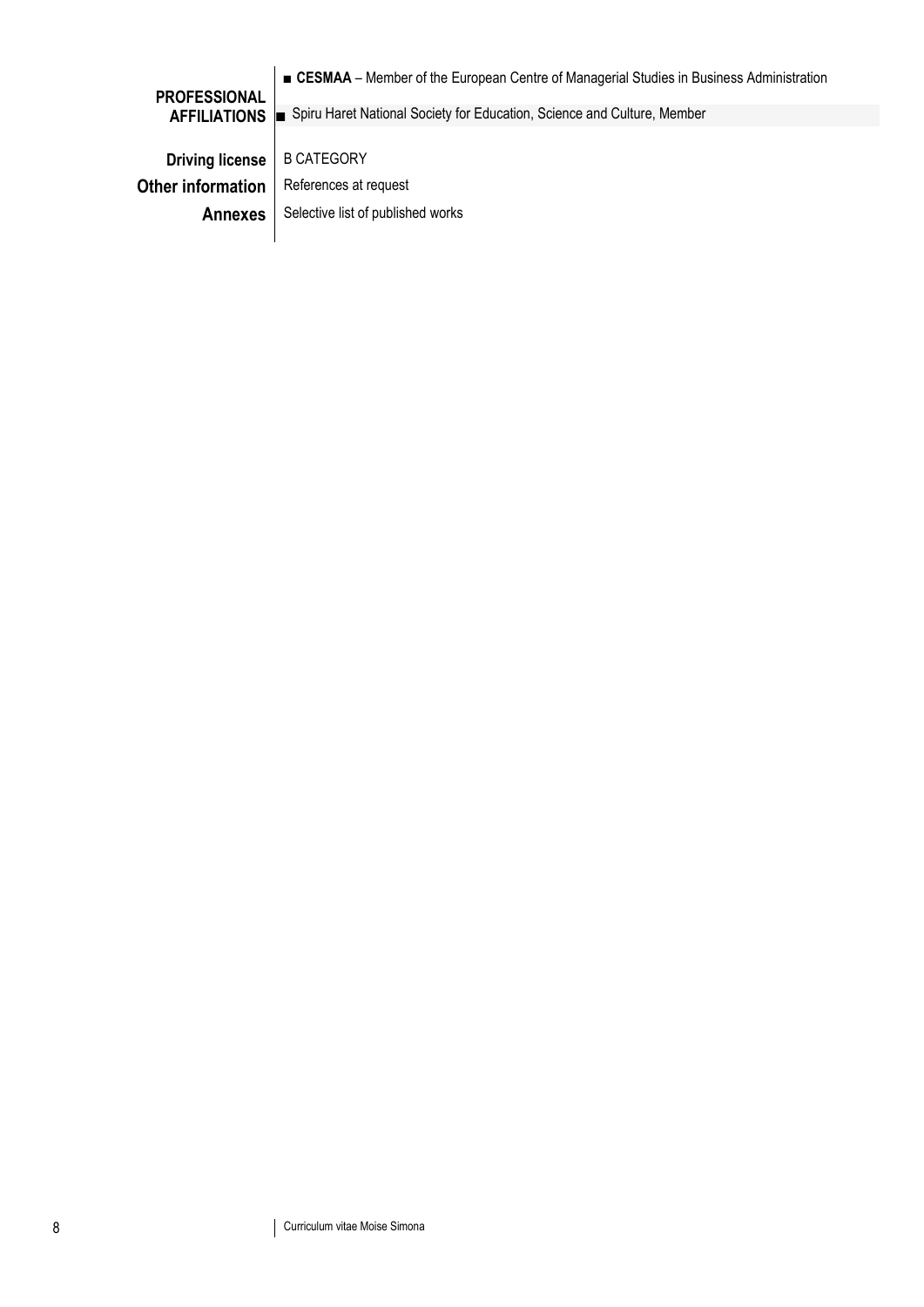**PROFESSIONAL AFFILIATIONS**

- **CESMAA** – Member of the European Centre of Managerial Studies in Business Administration
- Spiru Haret National Society for Education, Science and Culture, Member

**Driving license** B CATEGORY

**Other information** References at request

**Annexes** Selective list of published works